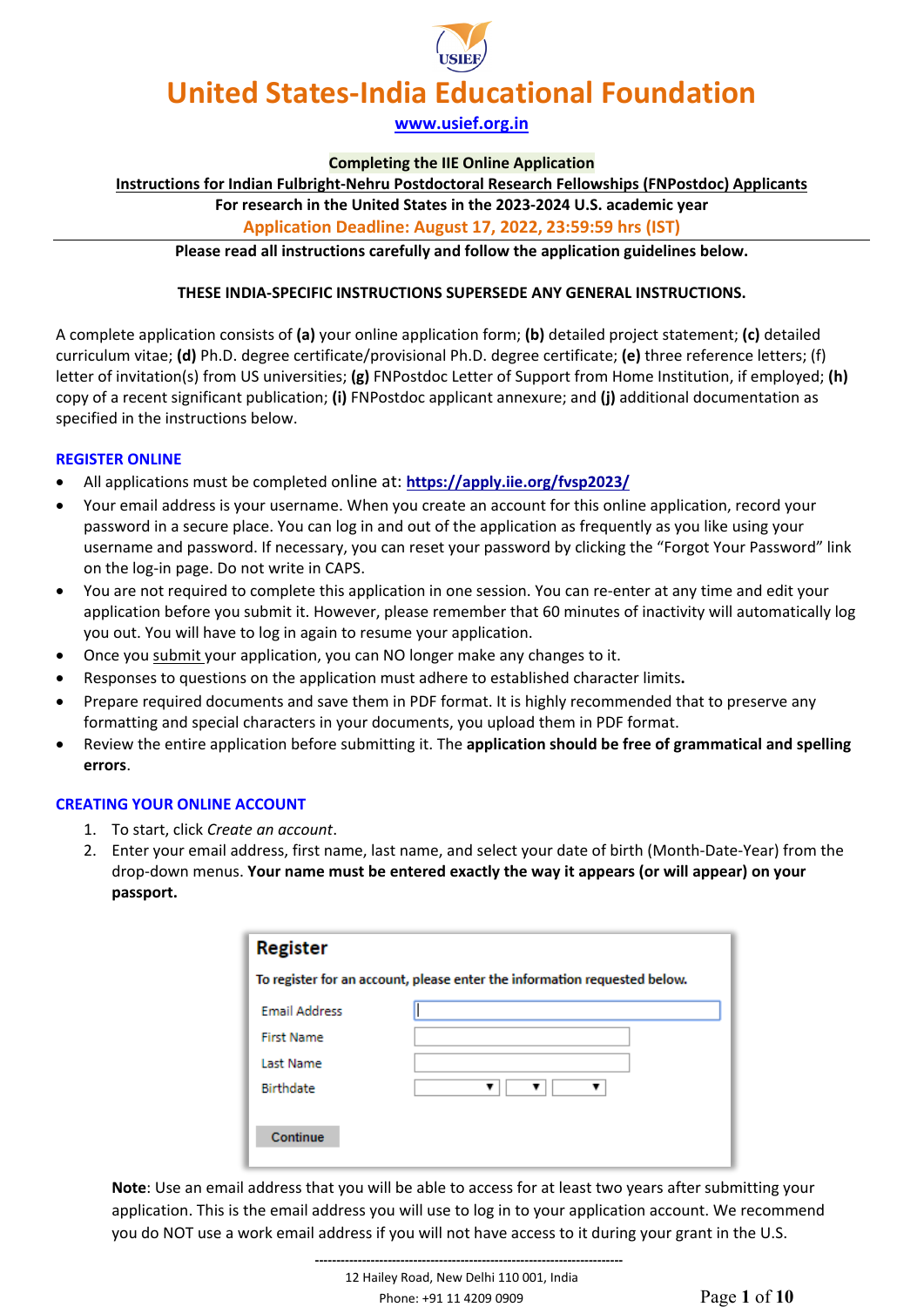# United States-India Educational Foundation

www.usief.org.in

**Completing the IIE Online Application**

**Instructions for Indian Fulbright-Nehru Postdoctoral Research Fellowships (FNPostdoc) Applicants**

**For research in the United States in the 2023-2024 U.S. academic year**

**Application Deadline: August 17, 2022, 23:59:59 hrs (IST)**

**Please read all instructions carefully and follow the application guidelines below.**

**THESE INDIA-SPECIFIC INSTRUCTIONS SUPERSEDE ANY GENERAL INSTRUCTIONS.**

A complete application consists of **(a)** your online application form; **(b)** detailed project statement; **(c)** detailed curriculum vitae; **(d)** Ph.D. degree certificate/provisional Ph.D. degree certificate; **(e)** three reference letters; (f) letter of invitation(s) from US universities; **(g)** FNPostdoc Letter of Support from Home Institution, if employed; **(h)** copy of a recent significant publication; **(i)** FNPostdoc applicant annexure; and **(j)** additional documentation as specified in the instructions below.

## REGISTER ONLINE

- All applications must be completed online at: **https://apply.iie.org/fvsp2023/**
- Your email address is your username. When you create an account for this online application, record your password in a secure place. You can log in and out of the application as frequently as you like using your username and password. If necessary, you can reset your password by clicking the "Forgot Your Password" link on the log-in page. Do not write in CAPS.
- You are not required to complete this application in one session. You can re-enter at any time and edit your application before you submit it. However, please remember that 60 minutes of inactivity will automatically log you out. You will have to log in again to resume your application.
- Once you submit your application, you can NO longer make any changes to it.
- Responses to questions on the application must adhere to established character limits**.**
- Prepare required documents and save them in PDF format. It is highly recommended that to preserve any formatting and special characters in your documents, you upload them in PDF format.
- Review the entire application before submitting it. The **application should be free of grammatical and spelling errors**.

## CREATING YOUR ONLINE ACCOUNT

1. To start, click *Create an account*.
2. Enter your email address, first name, last name, and select your date of birth (Month-Date-Year) from the drop-down menus. **Your name must be entered exactly the way it appears (or will appear) on your passport.**

**Register**

To register for an account, please enter the information requested below.

Email Address

First Name

Last Name

Birthdate

Continue

**Note**: Use an email address that you will be able to access for at least two years after submitting your application. This is the email address you will use to log in to your application account. We recommend you do NOT use a work email address if you will not have access to it during your grant in the U.S.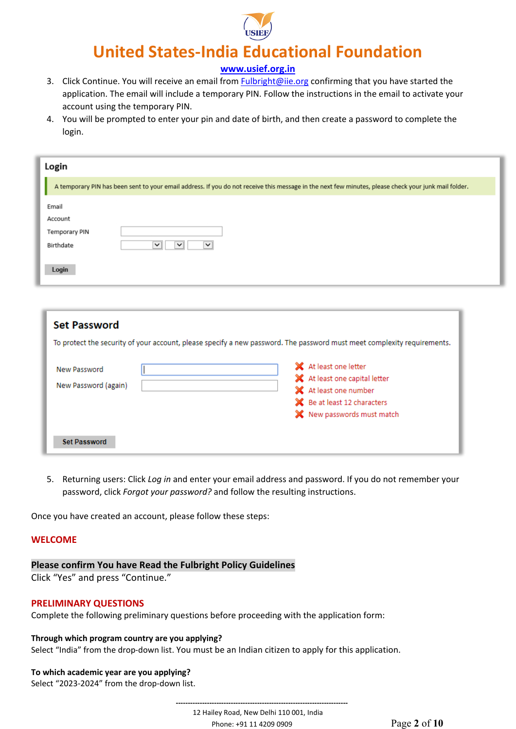3. Click Continue. You will receive an email from Fulbright@iie.org confirming that you have started the application. The email will include a temporary PIN. Follow the instructions in the email to activate your account using the temporary PIN.
4. You will be prompted to enter your pin and date of birth, and then create a password to complete the login.

**Login**

A temporary PIN has been sent to your email address. If you do not receive this message in the next few minutes, please check your junk mail folder.

Email

Account

Temporary PIN

Birthdate

Login

**Set Password**

To protect the security of your account, please specify a new password. The password must meet complexity requirements.

New Password

New Password (again)

- At least one letter
- At least one capital letter
- At least one number
- Be at least 12 characters
- New passwords must match

Set Password

5. Returning users: Click *Log in* and enter your email address and password. If you do not remember your password, click *Forgot your password?* and follow the resulting instructions.

Once you have created an account, please follow these steps:

## WELCOME

**Please confirm You have Read the Fulbright Policy Guidelines**

Click "Yes" and press "Continue."

## PRELIMINARY QUESTIONS

Complete the following preliminary questions before proceeding with the application form:

**Through which program country are you applying?**

Select "India" from the drop-down list. You must be an Indian citizen to apply for this application.

**To which academic year are you applying?**

Select "2023-2024" from the drop-down list.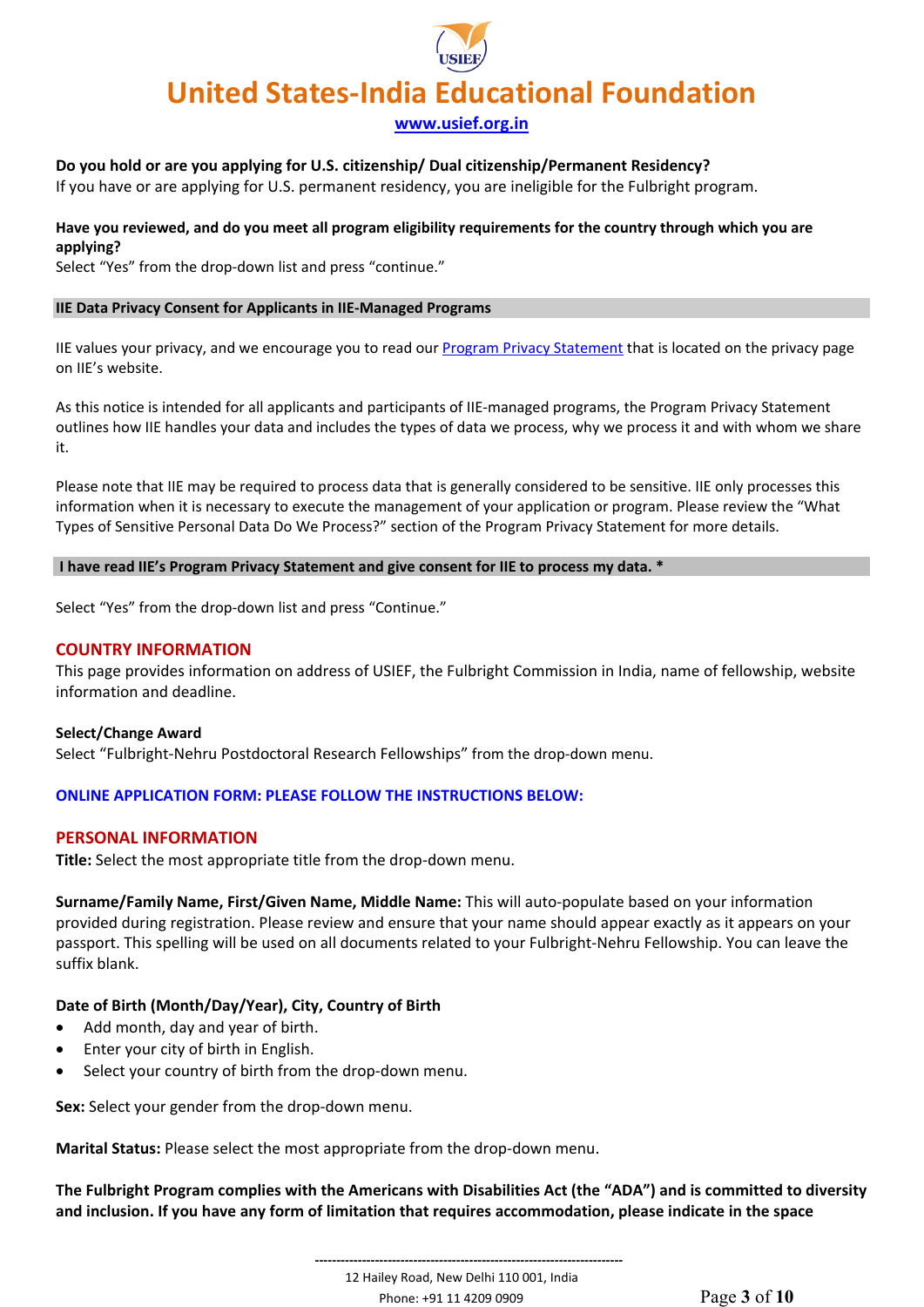**Do you hold or are you applying for U.S. citizenship/ Dual citizenship/Permanent Residency?**
If you have or are applying for U.S. permanent residency, you are ineligible for the Fulbright program.

**Have you reviewed, and do you meet all program eligibility requirements for the country through which you are applying?**
Select "Yes" from the drop-down list and press "continue."

**IIE Data Privacy Consent for Applicants in IIE-Managed Programs**

IIE values your privacy, and we encourage you to read our Program Privacy Statement that is located on the privacy page on IIE's website.

As this notice is intended for all applicants and participants of IIE-managed programs, the Program Privacy Statement outlines how IIE handles your data and includes the types of data we process, why we process it and with whom we share it.

Please note that IIE may be required to process data that is generally considered to be sensitive. IIE only processes this information when it is necessary to execute the management of your application or program. Please review the "What Types of Sensitive Personal Data Do We Process?" section of the Program Privacy Statement for more details.

**I have read IIE's Program Privacy Statement and give consent for IIE to process my data. ***

Select "Yes" from the drop-down list and press "Continue."

## COUNTRY INFORMATION

This page provides information on address of USIEF, the Fulbright Commission in India, name of fellowship, website information and deadline.

**Select/Change Award**
Select "Fulbright-Nehru Postdoctoral Research Fellowships" from the drop-down menu.

**ONLINE APPLICATION FORM: PLEASE FOLLOW THE INSTRUCTIONS BELOW:**

## PERSONAL INFORMATION

**Title:** Select the most appropriate title from the drop-down menu.

**Surname/Family Name, First/Given Name, Middle Name:** This will auto-populate based on your information provided during registration. Please review and ensure that your name should appear exactly as it appears on your passport. This spelling will be used on all documents related to your Fulbright-Nehru Fellowship. You can leave the suffix blank.

**Date of Birth (Month/Day/Year), City, Country of Birth**

- Add month, day and year of birth.
- Enter your city of birth in English.
- Select your country of birth from the drop-down menu.

**Sex:** Select your gender from the drop-down menu.

**Marital Status:** Please select the most appropriate from the drop-down menu.

**The Fulbright Program complies with the Americans with Disabilities Act (the "ADA") and is committed to diversity and inclusion. If you have any form of limitation that requires accommodation, please indicate in the space**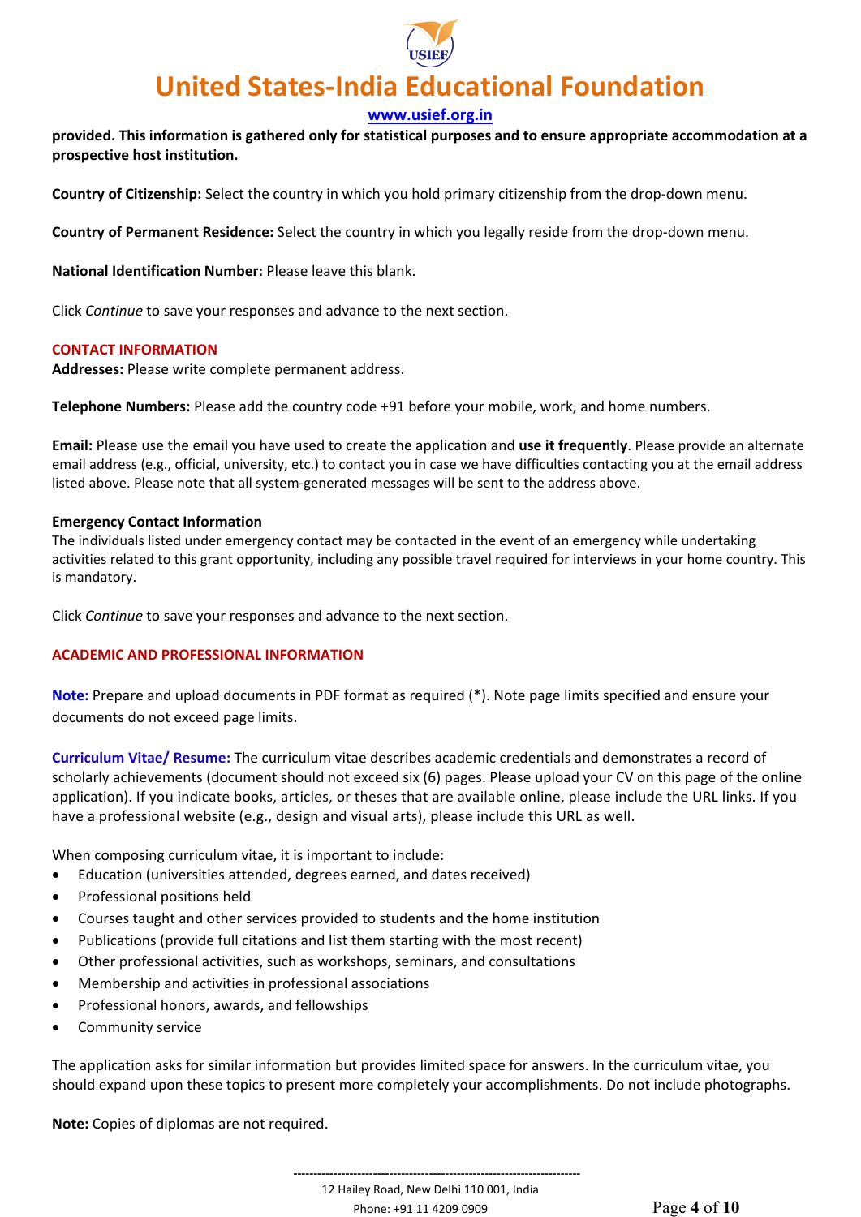**provided. This information is gathered only for statistical purposes and to ensure appropriate accommodation at a prospective host institution.**

**Country of Citizenship:** Select the country in which you hold primary citizenship from the drop-down menu.

**Country of Permanent Residence:** Select the country in which you legally reside from the drop-down menu.

**National Identification Number:** Please leave this blank.

Click *Continue* to save your responses and advance to the next section.

## CONTACT INFORMATION

**Addresses:** Please write complete permanent address.

**Telephone Numbers:** Please add the country code +91 before your mobile, work, and home numbers.

**Email:** Please use the email you have used to create the application and **use it frequently**. Please provide an alternate email address (e.g., official, university, etc.) to contact you in case we have difficulties contacting you at the email address listed above. Please note that all system-generated messages will be sent to the address above.

### Emergency Contact Information

The individuals listed under emergency contact may be contacted in the event of an emergency while undertaking activities related to this grant opportunity, including any possible travel required for interviews in your home country. This is mandatory.

Click *Continue* to save your responses and advance to the next section.

## ACADEMIC AND PROFESSIONAL INFORMATION

**Note:** Prepare and upload documents in PDF format as required (*). Note page limits specified and ensure your documents do not exceed page limits.

**Curriculum Vitae/ Resume:** The curriculum vitae describes academic credentials and demonstrates a record of scholarly achievements (document should not exceed six (6) pages. Please upload your CV on this page of the online application). If you indicate books, articles, or theses that are available online, please include the URL links. If you have a professional website (e.g., design and visual arts), please include this URL as well.

When composing curriculum vitae, it is important to include:

- Education (universities attended, degrees earned, and dates received)
- Professional positions held
- Courses taught and other services provided to students and the home institution
- Publications (provide full citations and list them starting with the most recent)
- Other professional activities, such as workshops, seminars, and consultations
- Membership and activities in professional associations
- Professional honors, awards, and fellowships
- Community service

The application asks for similar information but provides limited space for answers. In the curriculum vitae, you should expand upon these topics to present more completely your accomplishments. Do not include photographs.

**Note:** Copies of diplomas are not required.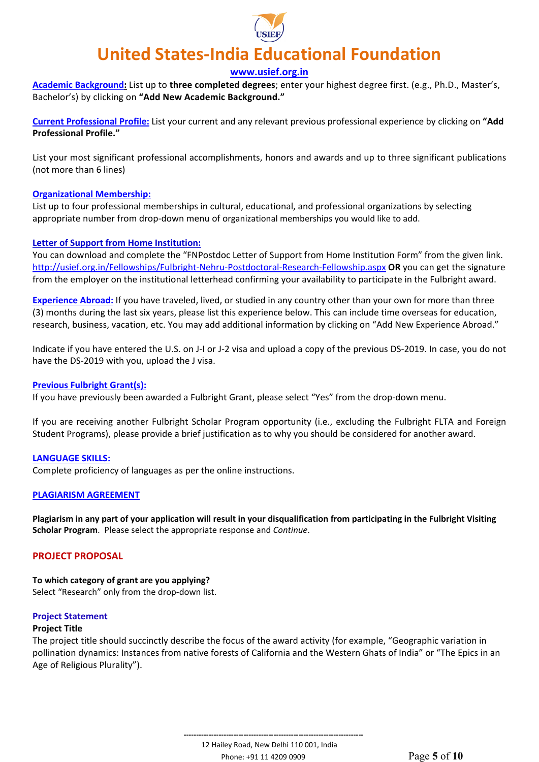**Academic Background:** List up to **three completed degrees**; enter your highest degree first. (e.g., Ph.D., Master's, Bachelor's) by clicking on **"Add New Academic Background."**

**Current Professional Profile:** List your current and any relevant previous professional experience by clicking on **"Add Professional Profile."**

List your most significant professional accomplishments, honors and awards and up to three significant publications (not more than 6 lines)

**Organizational Membership:**

List up to four professional memberships in cultural, educational, and professional organizations by selecting appropriate number from drop-down menu of organizational memberships you would like to add.

**Letter of Support from Home Institution:**

You can download and complete the "FNPostdoc Letter of Support from Home Institution Form" from the given link. http://usief.org.in/Fellowships/Fulbright-Nehru-Postdoctoral-Research-Fellowship.aspx **OR** you can get the signature from the employer on the institutional letterhead confirming your availability to participate in the Fulbright award.

**Experience Abroad:** If you have traveled, lived, or studied in any country other than your own for more than three (3) months during the last six years, please list this experience below. This can include time overseas for education, research, business, vacation, etc. You may add additional information by clicking on "Add New Experience Abroad."

Indicate if you have entered the U.S. on J-I or J-2 visa and upload a copy of the previous DS-2019. In case, you do not have the DS-2019 with you, upload the J visa.

**Previous Fulbright Grant(s):**

If you have previously been awarded a Fulbright Grant, please select "Yes" from the drop-down menu.

If you are receiving another Fulbright Scholar Program opportunity (i.e., excluding the Fulbright FLTA and Foreign Student Programs), please provide a brief justification as to why you should be considered for another award.

**LANGUAGE SKILLS:**

Complete proficiency of languages as per the online instructions.

**PLAGIARISM AGREEMENT**

**Plagiarism in any part of your application will result in your disqualification from participating in the Fulbright Visiting Scholar Program**. Please select the appropriate response and *Continue*.

## PROJECT PROPOSAL

**To which category of grant are you applying?**

Select "Research" only from the drop-down list.

### Project Statement

**Project Title**

The project title should succinctly describe the focus of the award activity (for example, "Geographic variation in pollination dynamics: Instances from native forests of California and the Western Ghats of India" or "The Epics in an Age of Religious Plurality").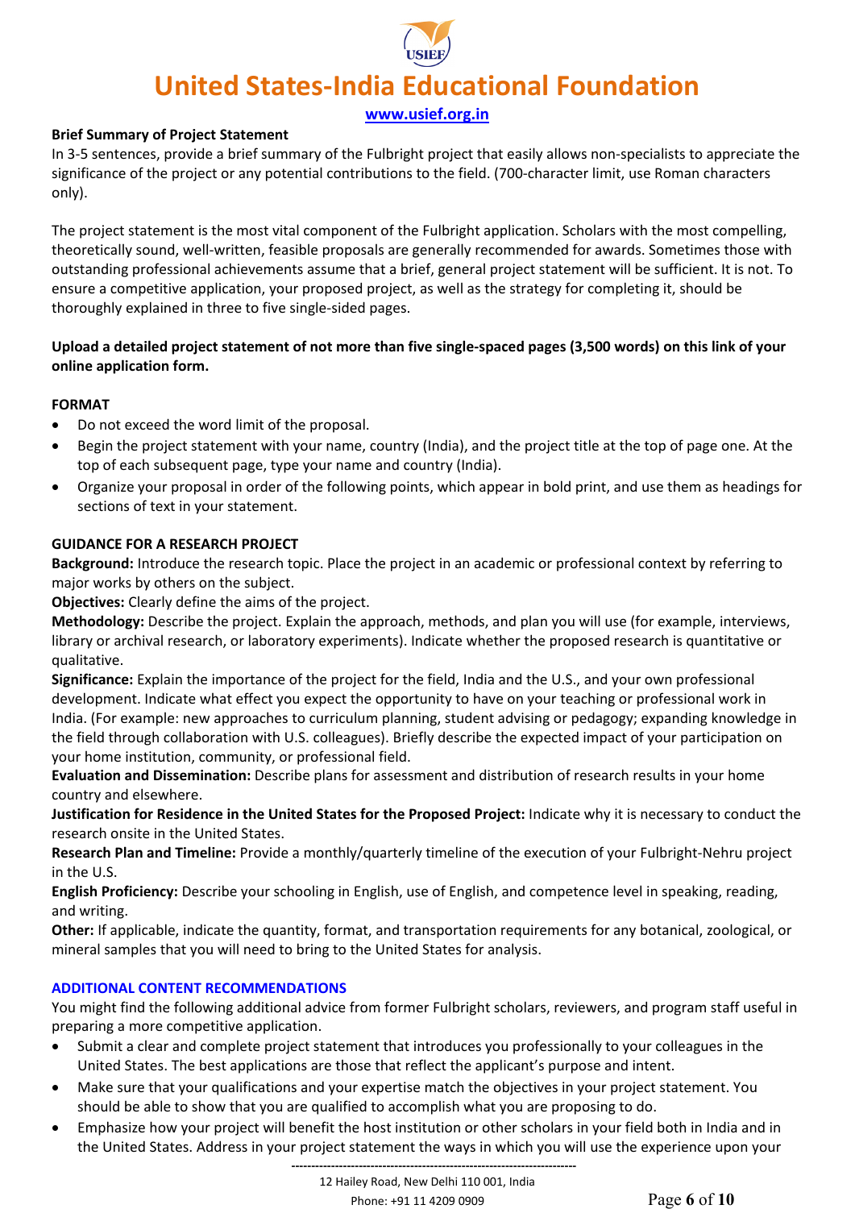**Brief Summary of Project Statement**

In 3-5 sentences, provide a brief summary of the Fulbright project that easily allows non-specialists to appreciate the significance of the project or any potential contributions to the field. (700-character limit, use Roman characters only).

The project statement is the most vital component of the Fulbright application. Scholars with the most compelling, theoretically sound, well-written, feasible proposals are generally recommended for awards. Sometimes those with outstanding professional achievements assume that a brief, general project statement will be sufficient. It is not. To ensure a competitive application, your proposed project, as well as the strategy for completing it, should be thoroughly explained in three to five single-sided pages.

**Upload a detailed project statement of not more than five single-spaced pages (3,500 words) on this link of your online application form.**

**FORMAT**

- Do not exceed the word limit of the proposal.
- Begin the project statement with your name, country (India), and the project title at the top of page one. At the top of each subsequent page, type your name and country (India).
- Organize your proposal in order of the following points, which appear in bold print, and use them as headings for sections of text in your statement.

**GUIDANCE FOR A RESEARCH PROJECT**

**Background:** Introduce the research topic. Place the project in an academic or professional context by referring to major works by others on the subject.

**Objectives:** Clearly define the aims of the project.

**Methodology:** Describe the project. Explain the approach, methods, and plan you will use (for example, interviews, library or archival research, or laboratory experiments). Indicate whether the proposed research is quantitative or qualitative.

**Significance:** Explain the importance of the project for the field, India and the U.S., and your own professional development. Indicate what effect you expect the opportunity to have on your teaching or professional work in India. (For example: new approaches to curriculum planning, student advising or pedagogy; expanding knowledge in the field through collaboration with U.S. colleagues). Briefly describe the expected impact of your participation on your home institution, community, or professional field.

**Evaluation and Dissemination:** Describe plans for assessment and distribution of research results in your home country and elsewhere.

**Justification for Residence in the United States for the Proposed Project:** Indicate why it is necessary to conduct the research onsite in the United States.

**Research Plan and Timeline:** Provide a monthly/quarterly timeline of the execution of your Fulbright-Nehru project in the U.S.

**English Proficiency:** Describe your schooling in English, use of English, and competence level in speaking, reading, and writing.

**Other:** If applicable, indicate the quantity, format, and transportation requirements for any botanical, zoological, or mineral samples that you will need to bring to the United States for analysis.

**ADDITIONAL CONTENT RECOMMENDATIONS**

You might find the following additional advice from former Fulbright scholars, reviewers, and program staff useful in preparing a more competitive application.

- Submit a clear and complete project statement that introduces you professionally to your colleagues in the United States. The best applications are those that reflect the applicant's purpose and intent.
- Make sure that your qualifications and your expertise match the objectives in your project statement. You should be able to show that you are qualified to accomplish what you are proposing to do.
- Emphasize how your project will benefit the host institution or other scholars in your field both in India and in the United States. Address in your project statement the ways in which you will use the experience upon your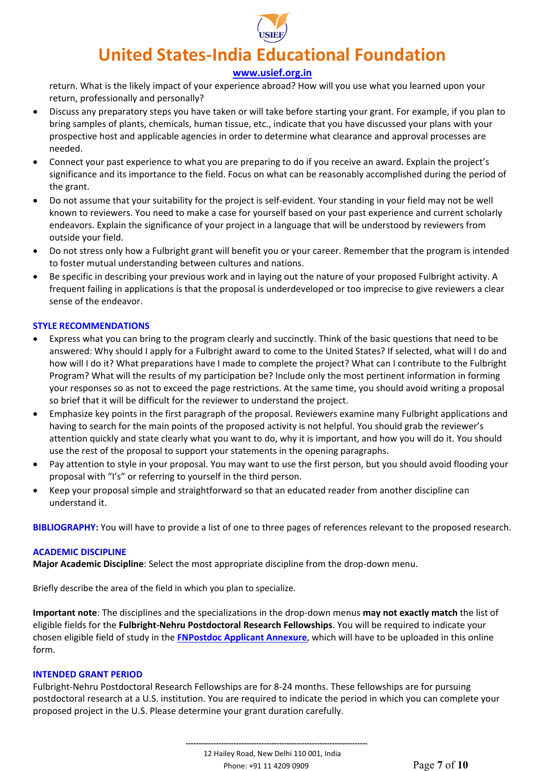return. What is the likely impact of your experience abroad? How will you use what you learned upon your return, professionally and personally?

- Discuss any preparatory steps you have taken or will take before starting your grant. For example, if you plan to bring samples of plants, chemicals, human tissue, etc., indicate that you have discussed your plans with your prospective host and applicable agencies in order to determine what clearance and approval processes are needed.
- Connect your past experience to what you are preparing to do if you receive an award. Explain the project's significance and its importance to the field. Focus on what can be reasonably accomplished during the period of the grant.
- Do not assume that your suitability for the project is self-evident. Your standing in your field may not be well known to reviewers. You need to make a case for yourself based on your past experience and current scholarly endeavors. Explain the significance of your project in a language that will be understood by reviewers from outside your field.
- Do not stress only how a Fulbright grant will benefit you or your career. Remember that the program is intended to foster mutual understanding between cultures and nations.
- Be specific in describing your previous work and in laying out the nature of your proposed Fulbright activity. A frequent failing in applications is that the proposal is underdeveloped or too imprecise to give reviewers a clear sense of the endeavor.

### STYLE RECOMMENDATIONS

- Express what you can bring to the program clearly and succinctly. Think of the basic questions that need to be answered: Why should I apply for a Fulbright award to come to the United States? If selected, what will I do and how will I do it? What preparations have I made to complete the project? What can I contribute to the Fulbright Program? What will the results of my participation be? Include only the most pertinent information in forming your responses so as not to exceed the page restrictions. At the same time, you should avoid writing a proposal so brief that it will be difficult for the reviewer to understand the project.
- Emphasize key points in the first paragraph of the proposal. Reviewers examine many Fulbright applications and having to search for the main points of the proposed activity is not helpful. You should grab the reviewer's attention quickly and state clearly what you want to do, why it is important, and how you will do it. You should use the rest of the proposal to support your statements in the opening paragraphs.
- Pay attention to style in your proposal. You may want to use the first person, but you should avoid flooding your proposal with "I's" or referring to yourself in the third person.
- Keep your proposal simple and straightforward so that an educated reader from another discipline can understand it.

**BIBLIOGRAPHY:** You will have to provide a list of one to three pages of references relevant to the proposed research.

### ACADEMIC DISCIPLINE

**Major Academic Discipline**: Select the most appropriate discipline from the drop-down menu.

Briefly describe the area of the field in which you plan to specialize.

**Important note**: The disciplines and the specializations in the drop-down menus **may not exactly match** the list of eligible fields for the **Fulbright-Nehru Postdoctoral Research Fellowships**. You will be required to indicate your chosen eligible field of study in the **FNPostdoc Applicant Annexure**, which will have to be uploaded in this online form.

### INTENDED GRANT PERIOD

Fulbright-Nehru Postdoctoral Research Fellowships are for 8-24 months. These fellowships are for pursuing postdoctoral research at a U.S. institution. You are required to indicate the period in which you can complete your proposed project in the U.S. Please determine your grant duration carefully.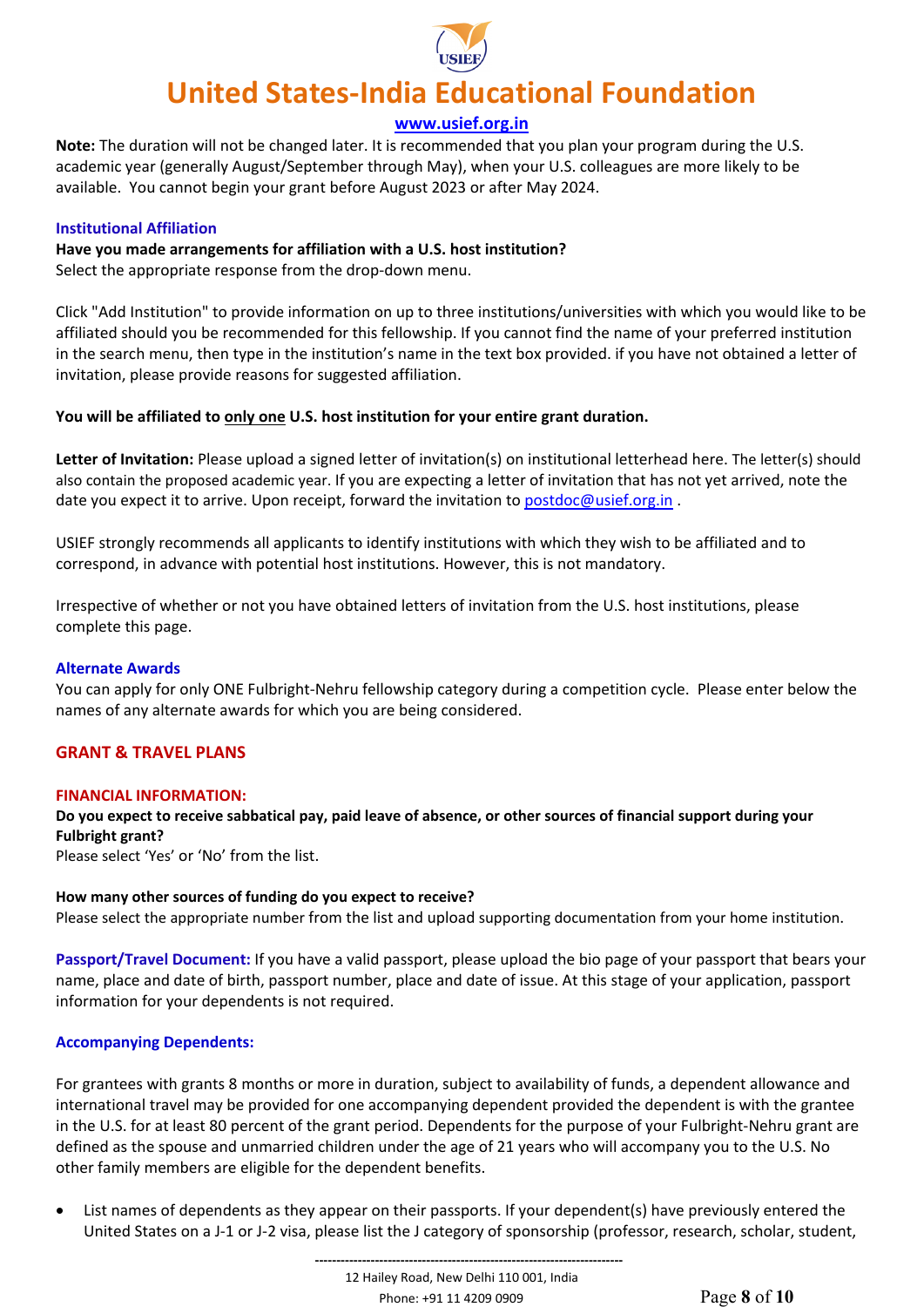**Note:** The duration will not be changed later. It is recommended that you plan your program during the U.S. academic year (generally August/September through May), when your U.S. colleagues are more likely to be available. You cannot begin your grant before August 2023 or after May 2024.

### Institutional Affiliation

**Have you made arrangements for affiliation with a U.S. host institution?**
Select the appropriate response from the drop-down menu.

Click "Add Institution" to provide information on up to three institutions/universities with which you would like to be affiliated should you be recommended for this fellowship. If you cannot find the name of your preferred institution in the search menu, then type in the institution's name in the text box provided. if you have not obtained a letter of invitation, please provide reasons for suggested affiliation.

**You will be affiliated to only one U.S. host institution for your entire grant duration.**

**Letter of Invitation:** Please upload a signed letter of invitation(s) on institutional letterhead here. The letter(s) should also contain the proposed academic year. If you are expecting a letter of invitation that has not yet arrived, note the date you expect it to arrive. Upon receipt, forward the invitation to postdoc@usief.org.in .

USIEF strongly recommends all applicants to identify institutions with which they wish to be affiliated and to correspond, in advance with potential host institutions. However, this is not mandatory.

Irrespective of whether or not you have obtained letters of invitation from the U.S. host institutions, please complete this page.

### Alternate Awards

You can apply for only ONE Fulbright-Nehru fellowship category during a competition cycle. Please enter below the names of any alternate awards for which you are being considered.

## GRANT & TRAVEL PLANS

### FINANCIAL INFORMATION:

**Do you expect to receive sabbatical pay, paid leave of absence, or other sources of financial support during your Fulbright grant?**
Please select 'Yes' or 'No' from the list.

**How many other sources of funding do you expect to receive?**
Please select the appropriate number from the list and upload supporting documentation from your home institution.

**Passport/Travel Document:** If you have a valid passport, please upload the bio page of your passport that bears your name, place and date of birth, passport number, place and date of issue. At this stage of your application, passport information for your dependents is not required.

### Accompanying Dependents:

For grantees with grants 8 months or more in duration, subject to availability of funds, a dependent allowance and international travel may be provided for one accompanying dependent provided the dependent is with the grantee in the U.S. for at least 80 percent of the grant period. Dependents for the purpose of your Fulbright-Nehru grant are defined as the spouse and unmarried children under the age of 21 years who will accompany you to the U.S. No other family members are eligible for the dependent benefits.

- List names of dependents as they appear on their passports. If your dependent(s) have previously entered the United States on a J-1 or J-2 visa, please list the J category of sponsorship (professor, research, scholar, student,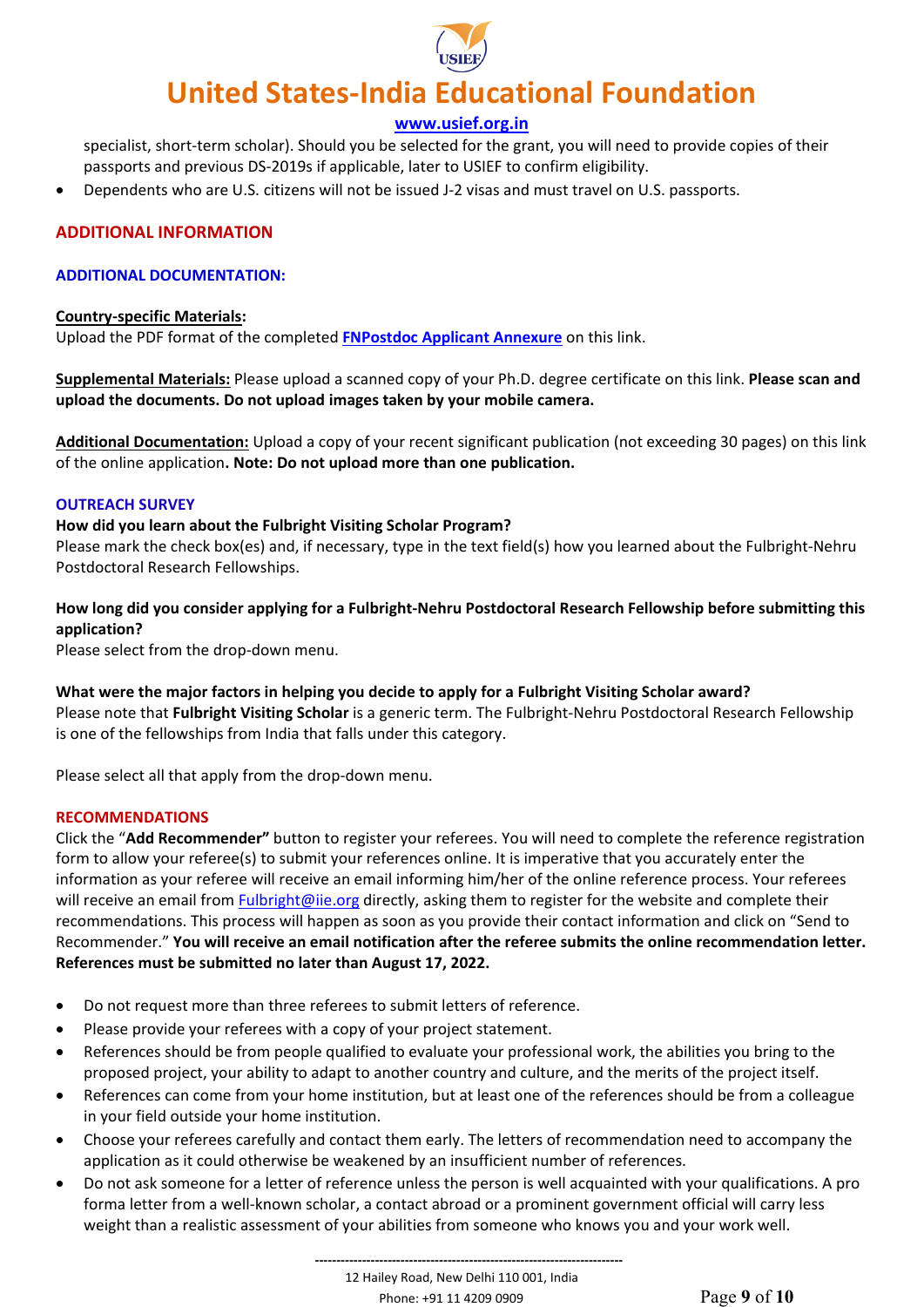specialist, short-term scholar). Should you be selected for the grant, you will need to provide copies of their passports and previous DS-2019s if applicable, later to USIEF to confirm eligibility.

- Dependents who are U.S. citizens will not be issued J-2 visas and must travel on U.S. passports.

## ADDITIONAL INFORMATION

### ADDITIONAL DOCUMENTATION:

**Country-specific Materials:**
Upload the PDF format of the completed **FNPostdoc Applicant Annexure** on this link.

**Supplemental Materials:** Please upload a scanned copy of your Ph.D. degree certificate on this link. **Please scan and upload the documents. Do not upload images taken by your mobile camera.**

**Additional Documentation:** Upload a copy of your recent significant publication (not exceeding 30 pages) on this link of the online application**. Note: Do not upload more than one publication.**

### OUTREACH SURVEY

**How did you learn about the Fulbright Visiting Scholar Program?**
Please mark the check box(es) and, if necessary, type in the text field(s) how you learned about the Fulbright-Nehru Postdoctoral Research Fellowships.

**How long did you consider applying for a Fulbright-Nehru Postdoctoral Research Fellowship before submitting this application?**
Please select from the drop-down menu.

**What were the major factors in helping you decide to apply for a Fulbright Visiting Scholar award?**
Please note that **Fulbright Visiting Scholar** is a generic term. The Fulbright-Nehru Postdoctoral Research Fellowship is one of the fellowships from India that falls under this category.

Please select all that apply from the drop-down menu.

### RECOMMENDATIONS

Click the "**Add Recommender"** button to register your referees. You will need to complete the reference registration form to allow your referee(s) to submit your references online. It is imperative that you accurately enter the information as your referee will receive an email informing him/her of the online reference process. Your referees will receive an email from Fulbright@iie.org directly, asking them to register for the website and complete their recommendations. This process will happen as soon as you provide their contact information and click on "Send to Recommender." **You will receive an email notification after the referee submits the online recommendation letter. References must be submitted no later than August 17, 2022.**

- Do not request more than three referees to submit letters of reference.
- Please provide your referees with a copy of your project statement.
- References should be from people qualified to evaluate your professional work, the abilities you bring to the proposed project, your ability to adapt to another country and culture, and the merits of the project itself.
- References can come from your home institution, but at least one of the references should be from a colleague in your field outside your home institution.
- Choose your referees carefully and contact them early. The letters of recommendation need to accompany the application as it could otherwise be weakened by an insufficient number of references.
- Do not ask someone for a letter of reference unless the person is well acquainted with your qualifications. A pro forma letter from a well-known scholar, a contact abroad or a prominent government official will carry less weight than a realistic assessment of your abilities from someone who knows you and your work well.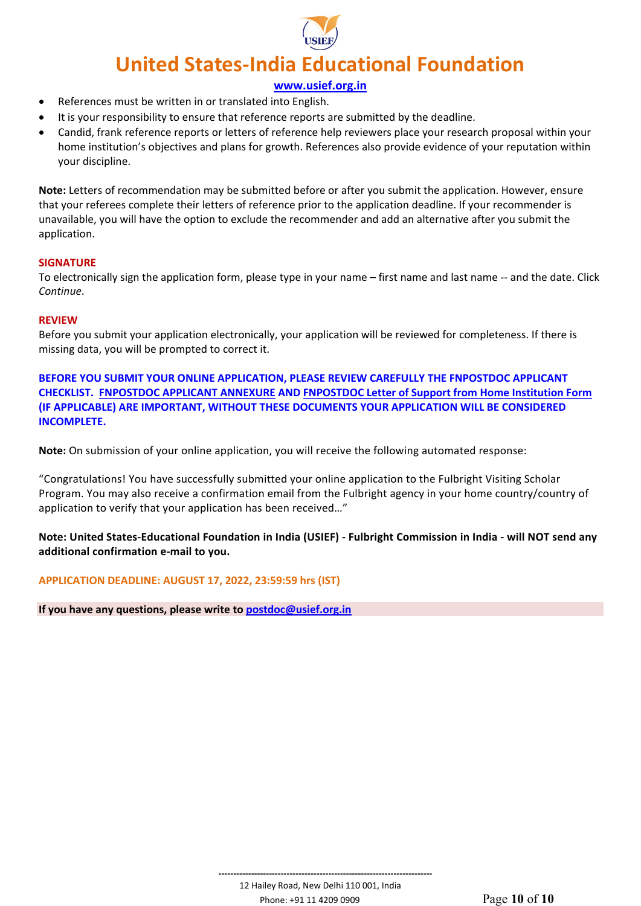- References must be written in or translated into English.
- It is your responsibility to ensure that reference reports are submitted by the deadline.
- Candid, frank reference reports or letters of reference help reviewers place your research proposal within your home institution's objectives and plans for growth. References also provide evidence of your reputation within your discipline.

**Note:** Letters of recommendation may be submitted before or after you submit the application. However, ensure that your referees complete their letters of reference prior to the application deadline. If your recommender is unavailable, you will have the option to exclude the recommender and add an alternative after you submit the application.

**SIGNATURE**

To electronically sign the application form, please type in your name – first name and last name -- and the date. Click *Continue*.

**REVIEW**

Before you submit your application electronically, your application will be reviewed for completeness. If there is missing data, you will be prompted to correct it.

**BEFORE YOU SUBMIT YOUR ONLINE APPLICATION, PLEASE REVIEW CAREFULLY THE FNPOSTDOC APPLICANT CHECKLIST. FNPOSTDOC APPLICANT ANNEXURE AND FNPOSTDOC Letter of Support from Home Institution Form (IF APPLICABLE) ARE IMPORTANT, WITHOUT THESE DOCUMENTS YOUR APPLICATION WILL BE CONSIDERED INCOMPLETE.**

**Note:** On submission of your online application, you will receive the following automated response:

"Congratulations! You have successfully submitted your online application to the Fulbright Visiting Scholar Program. You may also receive a confirmation email from the Fulbright agency in your home country/country of application to verify that your application has been received…"

**Note: United States-Educational Foundation in India (USIEF) - Fulbright Commission in India - will NOT send any additional confirmation e-mail to you.**

**APPLICATION DEADLINE: AUGUST 17, 2022, 23:59:59 hrs (IST)**

**If you have any questions, please write to postdoc@usief.org.in**